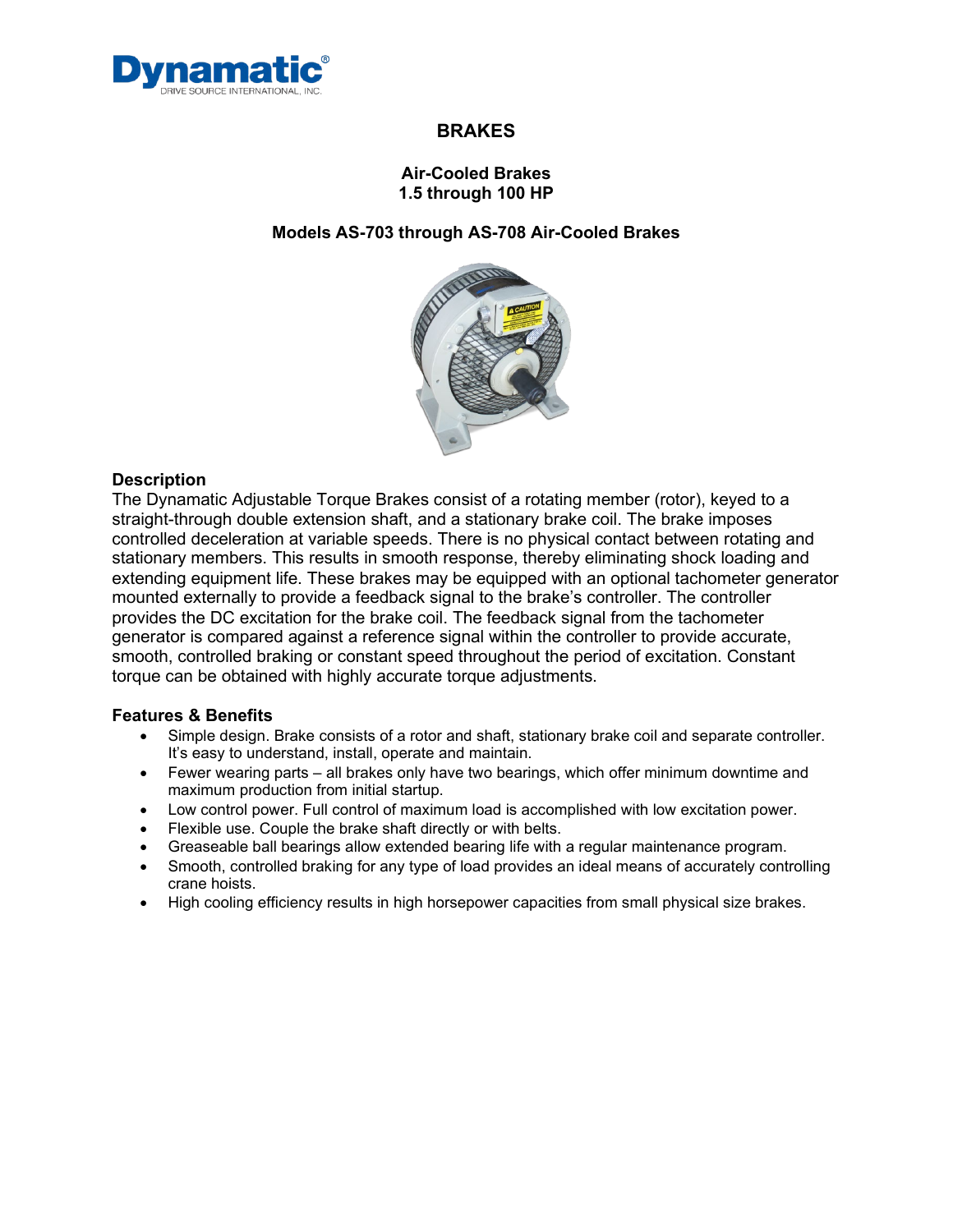# BRAKES

## Air-Cooled Brakes
## 1.5 through 100 HP

## Models AS-703 through AS-708 Air-Cooled Brakes

### Description

The Dynamatic Adjustable Torque Brakes consist of a rotating member (rotor), keyed to a straight-through double extension shaft, and a stationary brake coil. The brake imposes controlled deceleration at variable speeds. There is no physical contact between rotating and stationary members. This results in smooth response, thereby eliminating shock loading and extending equipment life. These brakes may be equipped with an optional tachometer generator mounted externally to provide a feedback signal to the brake's controller. The controller provides the DC excitation for the brake coil. The feedback signal from the tachometer generator is compared against a reference signal within the controller to provide accurate, smooth, controlled braking or constant speed throughout the period of excitation. Constant torque can be obtained with highly accurate torque adjustments.

### Features & Benefits

- Simple design. Brake consists of a rotor and shaft, stationary brake coil and separate controller. It's easy to understand, install, operate and maintain.
- Fewer wearing parts – all brakes only have two bearings, which offer minimum downtime and maximum production from initial startup.
- Low control power. Full control of maximum load is accomplished with low excitation power.
- Flexible use. Couple the brake shaft directly or with belts.
- Greaseable ball bearings allow extended bearing life with a regular maintenance program.
- Smooth, controlled braking for any type of load provides an ideal means of accurately controlling crane hoists.
- High cooling efficiency results in high horsepower capacities from small physical size brakes.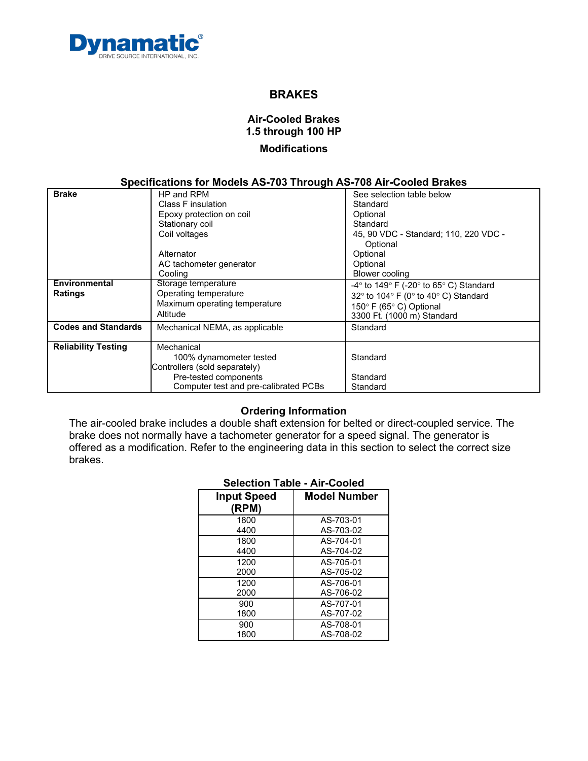Dynamatic®
DRIVE SOURCE INTERNATIONAL, INC.

# BRAKES

## Air-Cooled Brakes
## 1.5 through 100 HP

### Modifications

**Specifications for Models AS-703 Through AS-708 Air-Cooled Brakes**

| | | |
|---|---|---|
| **Brake** | HP and RPM | See selection table below |
| | Class F insulation | Standard |
| | Epoxy protection on coil | Optional |
| | Stationary coil | Standard |
| | Coil voltages | 45, 90 VDC - Standard; 110, 220 VDC - Optional |
| | Alternator | Optional |
| | AC tachometer generator | Optional |
| | Cooling | Blower cooling |
| **Environmental Ratings** | Storage temperature | -4° to 149° F (-20° to 65° C) Standard |
| | Operating temperature | 32° to 104° F (0° to 40° C) Standard |
| | Maximum operating temperature | 150° F (65° C) Optional |
| | Altitude | 3300 Ft. (1000 m) Standard |
| **Codes and Standards** | Mechanical NEMA, as applicable | Standard |
| **Reliability Testing** | Mechanical | |
| | 100% dynamometer tested | Standard |
| | Controllers (sold separately) | |
| | Pre-tested components | Standard |
| | Computer test and pre-calibrated PCBs | Standard |

### Ordering Information

The air-cooled brake includes a double shaft extension for belted or direct-coupled service. The brake does not normally have a tachometer generator for a speed signal. The generator is offered as a modification. Refer to the engineering data in this section to select the correct size brakes.

**Selection Table - Air-Cooled**

| Input Speed (RPM) | Model Number |
|---|---|
| 1800 | AS-703-01 |
| 4400 | AS-703-02 |
| 1800 | AS-704-01 |
| 4400 | AS-704-02 |
| 1200 | AS-705-01 |
| 2000 | AS-705-02 |
| 1200 | AS-706-01 |
| 2000 | AS-706-02 |
| 900 | AS-707-01 |
| 1800 | AS-707-02 |
| 900 | AS-708-01 |
| 1800 | AS-708-02 |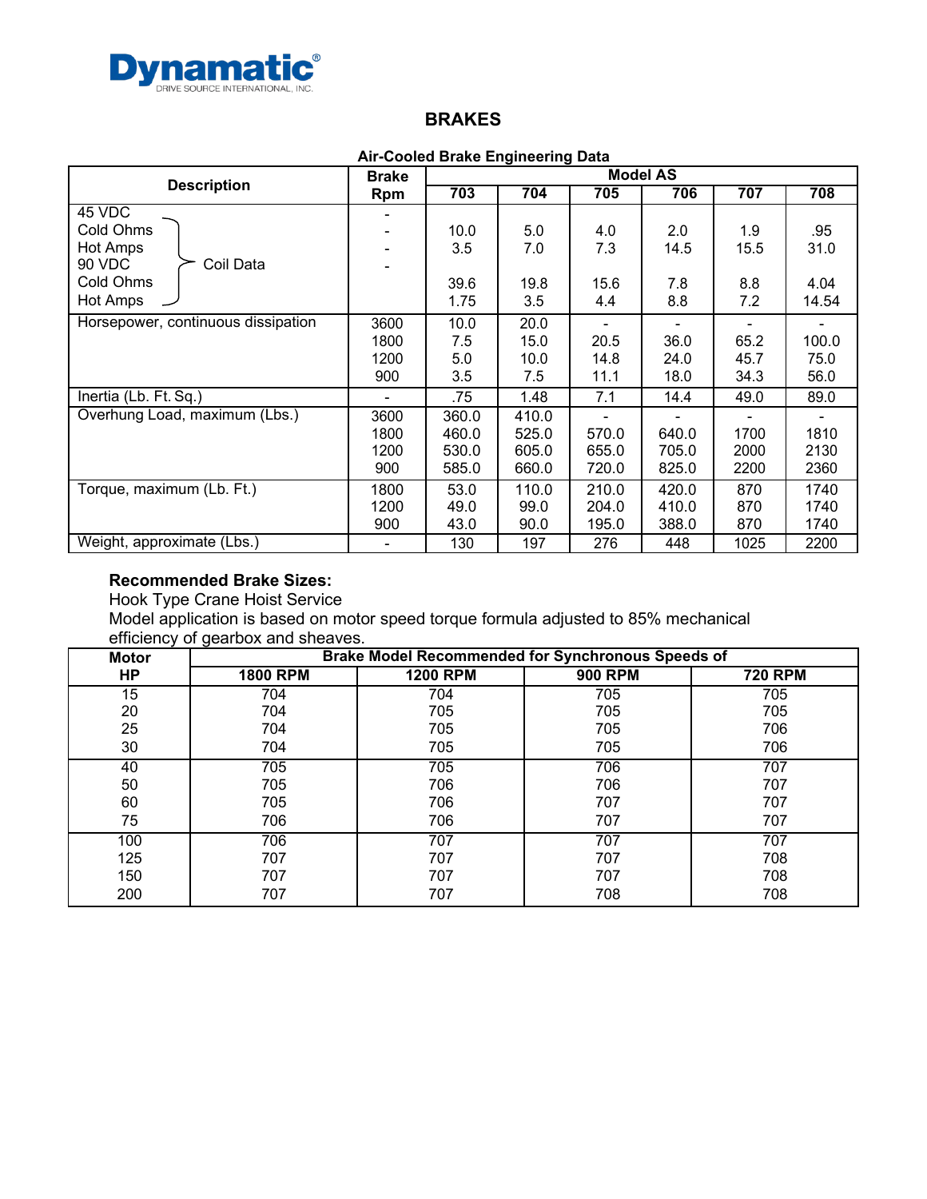Dynamatic®
DRIVE SOURCE INTERNATIONAL, INC.

## BRAKES

**Air-Cooled Brake Engineering Data**

| Description | Brake Rpm | Model AS | | | | | |
|---|---|---|---|---|---|---|---|
| | | 703 | 704 | 705 | 706 | 707 | 708 |
| Coil Data: 45 VDC | - | | | | | | |
| Cold Ohms | - | 10.0 | 5.0 | 4.0 | 2.0 | 1.9 | .95 |
| Hot Amps | - | 3.5 | 7.0 | 7.3 | 14.5 | 15.5 | 31.0 |
| 90 VDC | - | | | | | | |
| Cold Ohms | | 39.6 | 19.8 | 15.6 | 7.8 | 8.8 | 4.04 |
| Hot Amps | | 1.75 | 3.5 | 4.4 | 8.8 | 7.2 | 14.54 |
| Horsepower, continuous dissipation | 3600 | 10.0 | 20.0 | - | - | - | - |
| | 1800 | 7.5 | 15.0 | 20.5 | 36.0 | 65.2 | 100.0 |
| | 1200 | 5.0 | 10.0 | 14.8 | 24.0 | 45.7 | 75.0 |
| | 900 | 3.5 | 7.5 | 11.1 | 18.0 | 34.3 | 56.0 |
| Inertia (Lb. Ft. Sq.) | - | .75 | 1.48 | 7.1 | 14.4 | 49.0 | 89.0 |
| Overhung Load, maximum (Lbs.) | 3600 | 360.0 | 410.0 | - | - | - | - |
| | 1800 | 460.0 | 525.0 | 570.0 | 640.0 | 1700 | 1810 |
| | 1200 | 530.0 | 605.0 | 655.0 | 705.0 | 2000 | 2130 |
| | 900 | 585.0 | 660.0 | 720.0 | 825.0 | 2200 | 2360 |
| Torque, maximum (Lb. Ft.) | 1800 | 53.0 | 110.0 | 210.0 | 420.0 | 870 | 1740 |
| | 1200 | 49.0 | 99.0 | 204.0 | 410.0 | 870 | 1740 |
| | 900 | 43.0 | 90.0 | 195.0 | 388.0 | 870 | 1740 |
| Weight, approximate (Lbs.) | - | 130 | 197 | 276 | 448 | 1025 | 2200 |

**Recommended Brake Sizes:**

Hook Type Crane Hoist Service

Model application is based on motor speed torque formula adjusted to 85% mechanical efficiency of gearbox and sheaves.

| Motor HP | Brake Model Recommended for Synchronous Speeds of | | | |
|---|---|---|---|---|
| | 1800 RPM | 1200 RPM | 900 RPM | 720 RPM |
| 15 | 704 | 704 | 705 | 705 |
| 20 | 704 | 705 | 705 | 705 |
| 25 | 704 | 705 | 705 | 706 |
| 30 | 704 | 705 | 705 | 706 |
| 40 | 705 | 705 | 706 | 707 |
| 50 | 705 | 706 | 706 | 707 |
| 60 | 705 | 706 | 707 | 707 |
| 75 | 706 | 706 | 707 | 707 |
| 100 | 706 | 707 | 707 | 707 |
| 125 | 707 | 707 | 707 | 708 |
| 150 | 707 | 707 | 707 | 708 |
| 200 | 707 | 707 | 708 | 708 |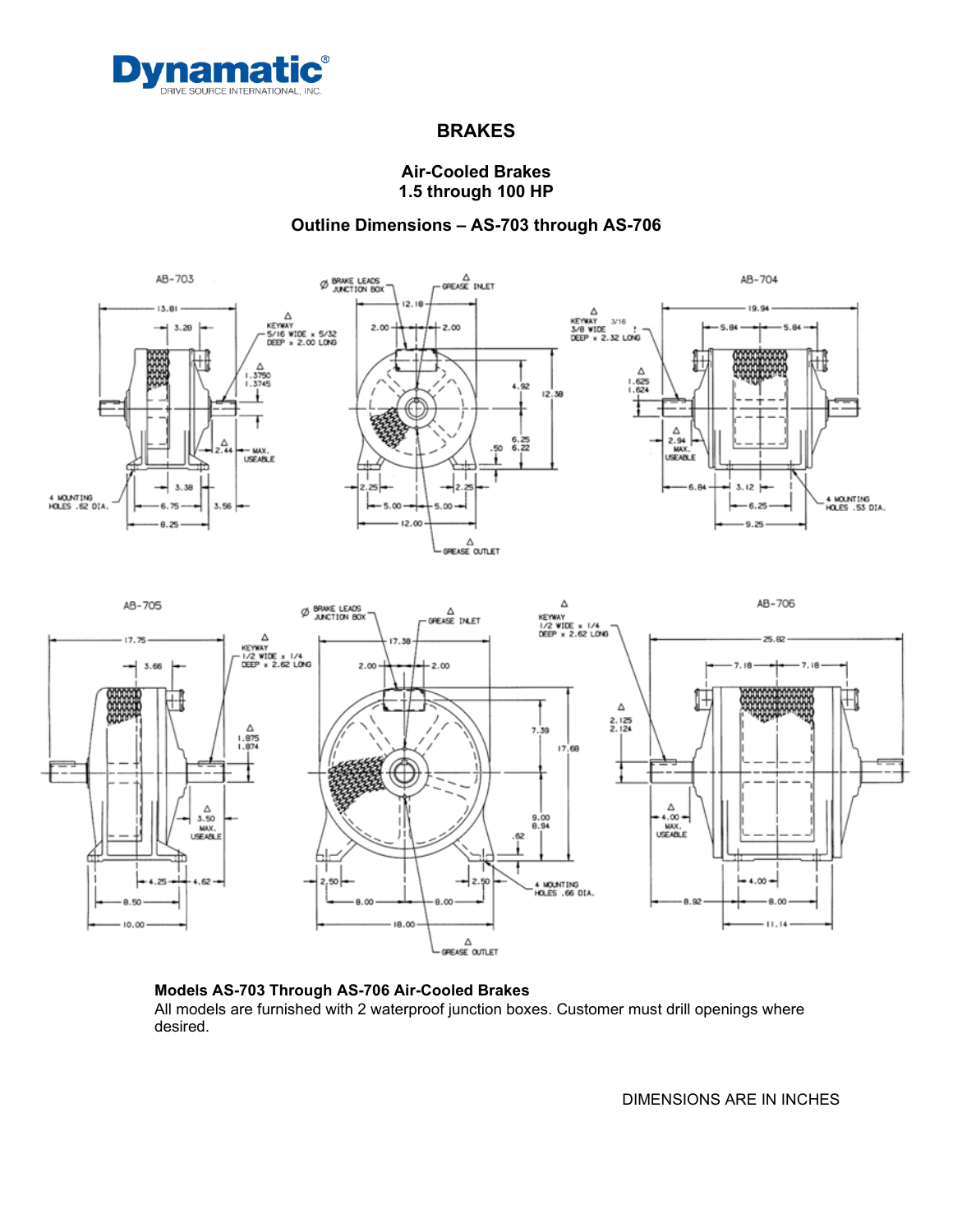Dynamatic®
DRIVE SOURCE INTERNATIONAL, INC.

# BRAKES

## Air-Cooled Brakes
## 1.5 through 100 HP

### Outline Dimensions – AS-703 through AS-706

**Models AS-703 Through AS-706 Air-Cooled Brakes**
All models are furnished with 2 waterproof junction boxes. Customer must drill openings where desired.

DIMENSIONS ARE IN INCHES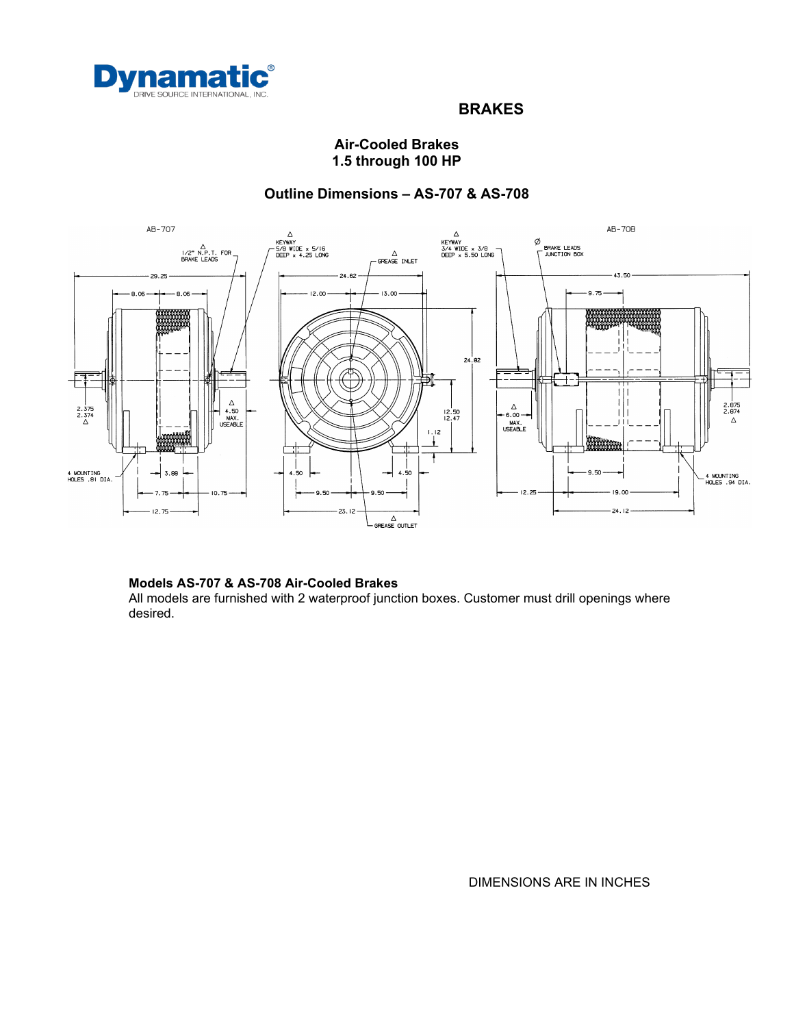Dynamatic® DRIVE SOURCE INTERNATIONAL, INC.

# BRAKES

## Air-Cooled Brakes
## 1.5 through 100 HP

## Outline Dimensions – AS-707 & AS-708

AB-707

AB-708

1/2" N.P.T. FOR BRAKE LEADS

KEYWAY 5/8 WIDE x 5/16 DEEP x 4.25 LONG

GREASE INLET

KEYWAY 3/4 WIDE x 3/8 DEEP x 5.50 LONG

BRAKE LEADS JUNCTION BOX

29.25

8.06 8.06

24.62

12.00 13.00

43.50

9.75

24.82

2.375 2.374

4.50 MAX. USEABLE

12.50 12.47

1.12

6.00 MAX. USEABLE

2.875 2.874

4 MOUNTING HOLES .81 DIA.

3.88

7.75 10.75

12.75

4.50 4.50

9.50 9.50

23.12

GREASE OUTLET

9.50

12.25 19.00

24.12

4 MOUNTING HOLES .94 DIA.

**Models AS-707 & AS-708 Air-Cooled Brakes**
All models are furnished with 2 waterproof junction boxes. Customer must drill openings where desired.

DIMENSIONS ARE IN INCHES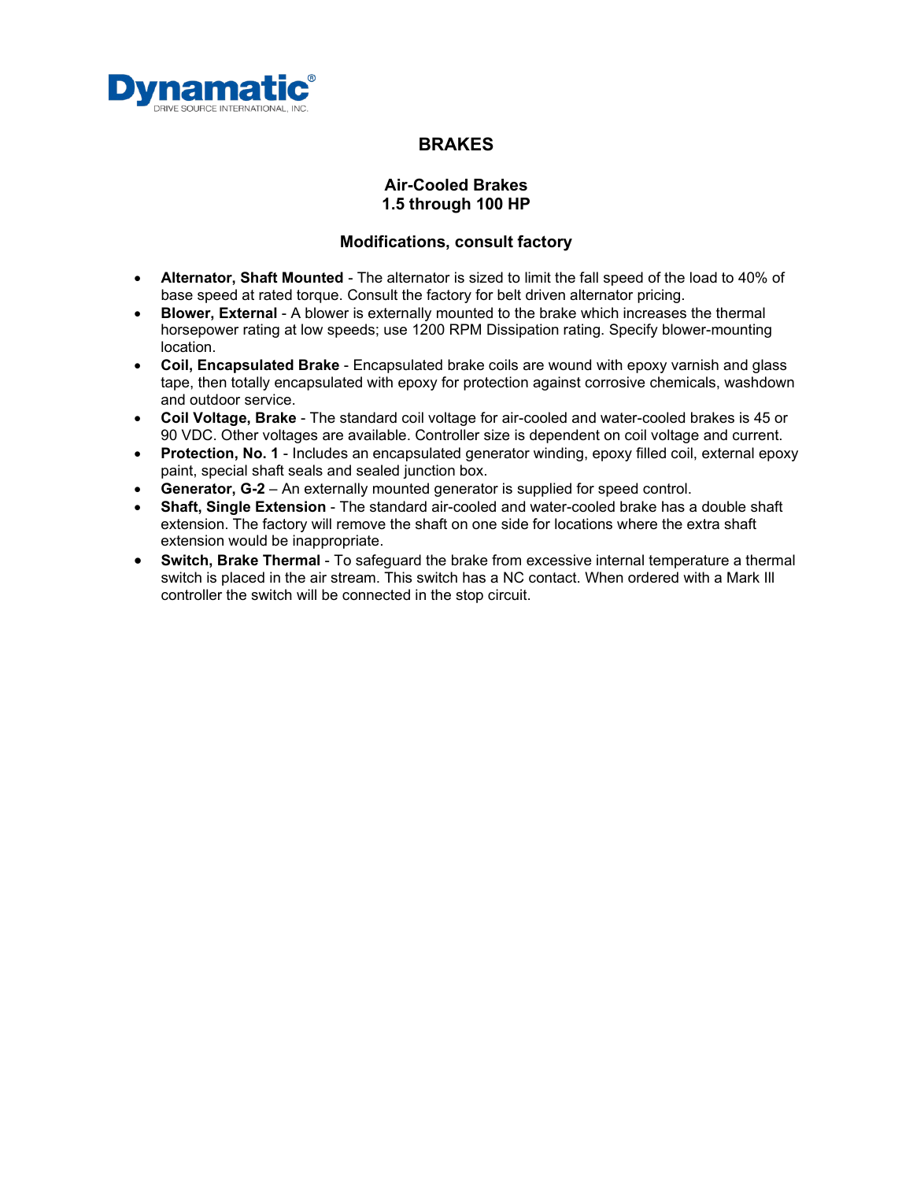**Dynamatic®**
DRIVE SOURCE INTERNATIONAL, INC.

# BRAKES

## Air-Cooled Brakes
## 1.5 through 100 HP

### Modifications, consult factory

- **Alternator, Shaft Mounted** - The alternator is sized to limit the fall speed of the load to 40% of base speed at rated torque. Consult the factory for belt driven alternator pricing.
- **Blower, External** - A blower is externally mounted to the brake which increases the thermal horsepower rating at low speeds; use 1200 RPM Dissipation rating. Specify blower-mounting location.
- **Coil, Encapsulated Brake** - Encapsulated brake coils are wound with epoxy varnish and glass tape, then totally encapsulated with epoxy for protection against corrosive chemicals, washdown and outdoor service.
- **Coil Voltage, Brake** - The standard coil voltage for air-cooled and water-cooled brakes is 45 or 90 VDC. Other voltages are available. Controller size is dependent on coil voltage and current.
- **Protection, No. 1** - Includes an encapsulated generator winding, epoxy filled coil, external epoxy paint, special shaft seals and sealed junction box.
- **Generator, G-2** – An externally mounted generator is supplied for speed control.
- **Shaft, Single Extension** - The standard air-cooled and water-cooled brake has a double shaft extension. The factory will remove the shaft on one side for locations where the extra shaft extension would be inappropriate.
- **Switch, Brake Thermal** - To safeguard the brake from excessive internal temperature a thermal switch is placed in the air stream. This switch has a NC contact. When ordered with a Mark III controller the switch will be connected in the stop circuit.